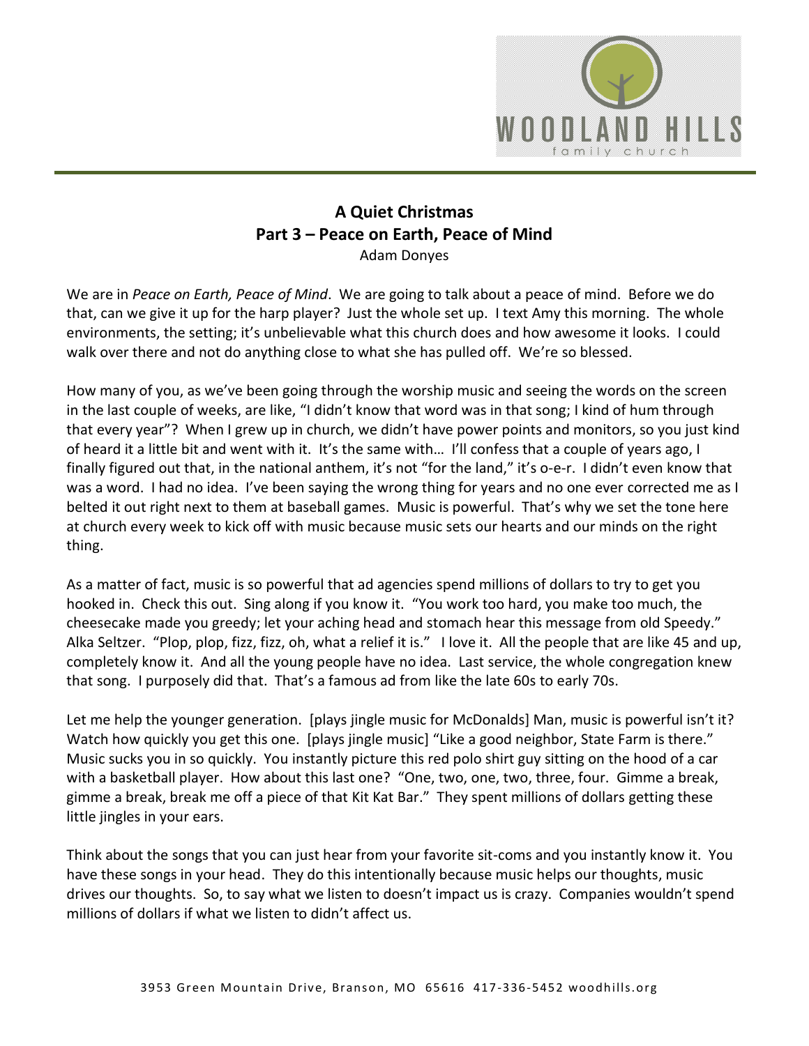# A Quiet Christmas
## Part 3 – Peace on Earth, Peace of Mind
Adam Donyes

We are in *Peace on Earth, Peace of Mind*. We are going to talk about a peace of mind. Before we do that, can we give it up for the harp player? Just the whole set up. I text Amy this morning. The whole environments, the setting; it's unbelievable what this church does and how awesome it looks. I could walk over there and not do anything close to what she has pulled off. We're so blessed.

How many of you, as we've been going through the worship music and seeing the words on the screen in the last couple of weeks, are like, "I didn't know that word was in that song; I kind of hum through that every year"? When I grew up in church, we didn't have power points and monitors, so you just kind of heard it a little bit and went with it. It's the same with… I'll confess that a couple of years ago, I finally figured out that, in the national anthem, it's not "for the land," it's o-e-r. I didn't even know that was a word. I had no idea. I've been saying the wrong thing for years and no one ever corrected me as I belted it out right next to them at baseball games. Music is powerful. That's why we set the tone here at church every week to kick off with music because music sets our hearts and our minds on the right thing.

As a matter of fact, music is so powerful that ad agencies spend millions of dollars to try to get you hooked in. Check this out. Sing along if you know it. "You work too hard, you make too much, the cheesecake made you greedy; let your aching head and stomach hear this message from old Speedy." Alka Seltzer. "Plop, plop, fizz, fizz, oh, what a relief it is." I love it. All the people that are like 45 and up, completely know it. And all the young people have no idea. Last service, the whole congregation knew that song. I purposely did that. That's a famous ad from like the late 60s to early 70s.

Let me help the younger generation. [plays jingle music for McDonalds] Man, music is powerful isn't it? Watch how quickly you get this one. [plays jingle music] "Like a good neighbor, State Farm is there." Music sucks you in so quickly. You instantly picture this red polo shirt guy sitting on the hood of a car with a basketball player. How about this last one? "One, two, one, two, three, four. Gimme a break, gimme a break, break me off a piece of that Kit Kat Bar." They spent millions of dollars getting these little jingles in your ears.

Think about the songs that you can just hear from your favorite sit-coms and you instantly know it. You have these songs in your head. They do this intentionally because music helps our thoughts, music drives our thoughts. So, to say what we listen to doesn't impact us is crazy. Companies wouldn't spend millions of dollars if what we listen to didn't affect us.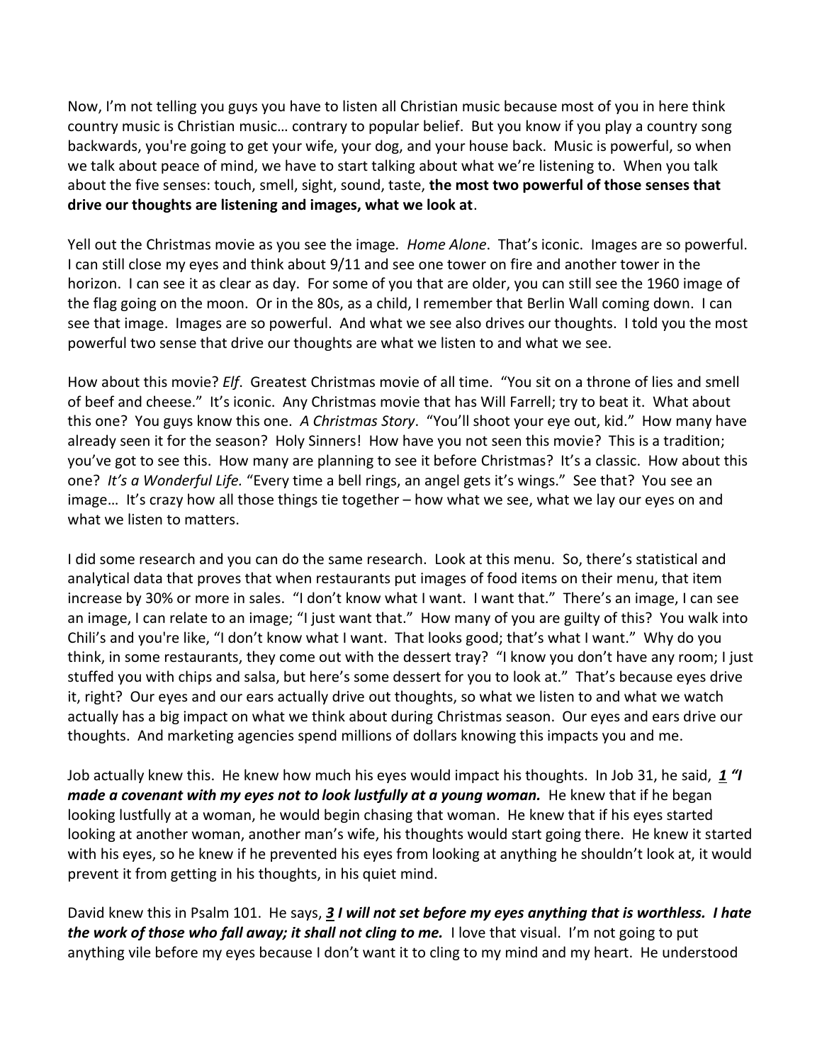Now, I'm not telling you guys you have to listen all Christian music because most of you in here think country music is Christian music… contrary to popular belief. But you know if you play a country song backwards, you're going to get your wife, your dog, and your house back. Music is powerful, so when we talk about peace of mind, we have to start talking about what we're listening to. When you talk about the five senses: touch, smell, sight, sound, taste, **the most two powerful of those senses that drive our thoughts are listening and images, what we look at**.

Yell out the Christmas movie as you see the image. *Home Alone*. That's iconic. Images are so powerful. I can still close my eyes and think about 9/11 and see one tower on fire and another tower in the horizon. I can see it as clear as day. For some of you that are older, you can still see the 1960 image of the flag going on the moon. Or in the 80s, as a child, I remember that Berlin Wall coming down. I can see that image. Images are so powerful. And what we see also drives our thoughts. I told you the most powerful two sense that drive our thoughts are what we listen to and what we see.

How about this movie? *Elf*. Greatest Christmas movie of all time. "You sit on a throne of lies and smell of beef and cheese." It's iconic. Any Christmas movie that has Will Farrell; try to beat it. What about this one? You guys know this one. *A Christmas Story*. "You'll shoot your eye out, kid." How many have already seen it for the season? Holy Sinners! How have you not seen this movie? This is a tradition; you've got to see this. How many are planning to see it before Christmas? It's a classic. How about this one? *It's a Wonderful Life.* "Every time a bell rings, an angel gets it's wings." See that? You see an image… It's crazy how all those things tie together – how what we see, what we lay our eyes on and what we listen to matters.

I did some research and you can do the same research. Look at this menu. So, there's statistical and analytical data that proves that when restaurants put images of food items on their menu, that item increase by 30% or more in sales. "I don't know what I want. I want that." There's an image, I can see an image, I can relate to an image; "I just want that." How many of you are guilty of this? You walk into Chili's and you're like, "I don't know what I want. That looks good; that's what I want." Why do you think, in some restaurants, they come out with the dessert tray? "I know you don't have any room; I just stuffed you with chips and salsa, but here's some dessert for you to look at." That's because eyes drive it, right? Our eyes and our ears actually drive out thoughts, so what we listen to and what we watch actually has a big impact on what we think about during Christmas season. Our eyes and ears drive our thoughts. And marketing agencies spend millions of dollars knowing this impacts you and me.

Job actually knew this. He knew how much his eyes would impact his thoughts. In Job 31, he said, ***1*** ***"I made a covenant with my eyes not to look lustfully at a young woman.*** He knew that if he began looking lustfully at a woman, he would begin chasing that woman. He knew that if his eyes started looking at another woman, another man's wife, his thoughts would start going there. He knew it started with his eyes, so he knew if he prevented his eyes from looking at anything he shouldn't look at, it would prevent it from getting in his thoughts, in his quiet mind.

David knew this in Psalm 101. He says, ***3*** ***I will not set before my eyes anything that is worthless. I hate the work of those who fall away; it shall not cling to me.*** I love that visual. I'm not going to put anything vile before my eyes because I don't want it to cling to my mind and my heart. He understood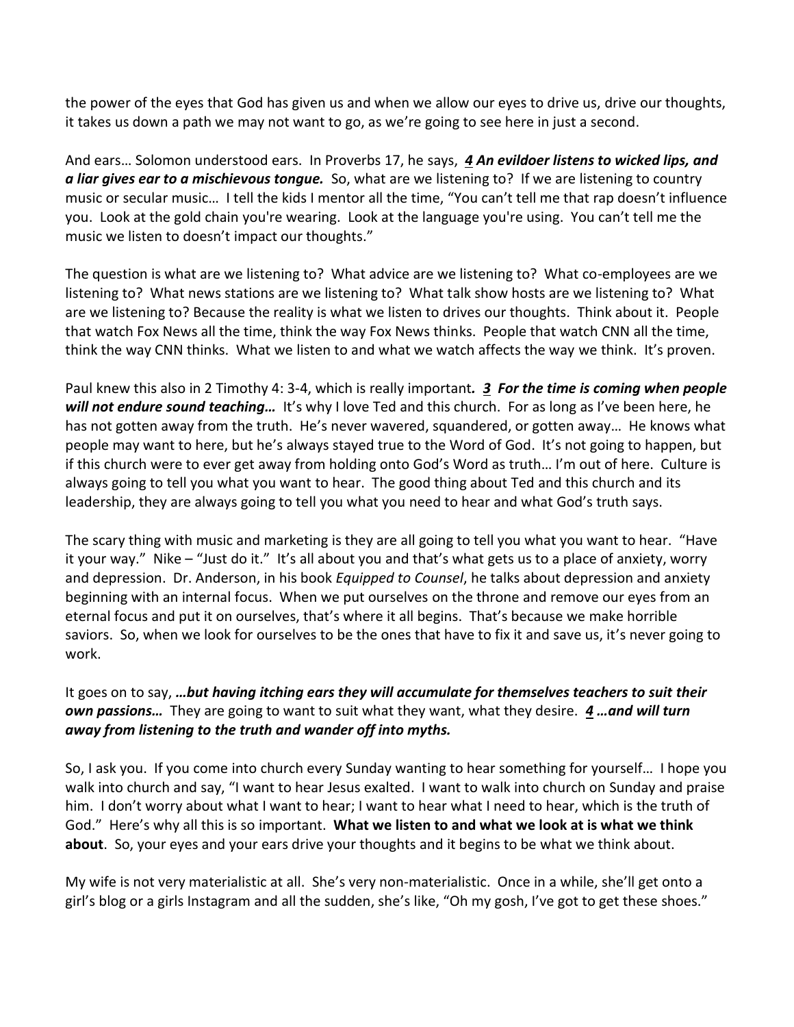the power of the eyes that God has given us and when we allow our eyes to drive us, drive our thoughts, it takes us down a path we may not want to go, as we're going to see here in just a second.

And ears… Solomon understood ears. In Proverbs 17, he says, ***4 An evildoer listens to wicked lips, and a liar gives ear to a mischievous tongue.*** So, what are we listening to? If we are listening to country music or secular music… I tell the kids I mentor all the time, "You can't tell me that rap doesn't influence you. Look at the gold chain you're wearing. Look at the language you're using. You can't tell me the music we listen to doesn't impact our thoughts."

The question is what are we listening to? What advice are we listening to? What co-employees are we listening to? What news stations are we listening to? What talk show hosts are we listening to? What are we listening to? Because the reality is what we listen to drives our thoughts. Think about it. People that watch Fox News all the time, think the way Fox News thinks. People that watch CNN all the time, think the way CNN thinks. What we listen to and what we watch affects the way we think. It's proven.

Paul knew this also in 2 Timothy 4: 3-4, which is really important***. 3 For the time is coming when people will not endure sound teaching…*** It's why I love Ted and this church. For as long as I've been here, he has not gotten away from the truth. He's never wavered, squandered, or gotten away… He knows what people may want to here, but he's always stayed true to the Word of God. It's not going to happen, but if this church were to ever get away from holding onto God's Word as truth… I'm out of here. Culture is always going to tell you what you want to hear. The good thing about Ted and this church and its leadership, they are always going to tell you what you need to hear and what God's truth says.

The scary thing with music and marketing is they are all going to tell you what you want to hear. "Have it your way." Nike – "Just do it." It's all about you and that's what gets us to a place of anxiety, worry and depression. Dr. Anderson, in his book *Equipped to Counsel*, he talks about depression and anxiety beginning with an internal focus. When we put ourselves on the throne and remove our eyes from an eternal focus and put it on ourselves, that's where it all begins. That's because we make horrible saviors. So, when we look for ourselves to be the ones that have to fix it and save us, it's never going to work.

It goes on to say, ***…but having itching ears they will accumulate for themselves teachers to suit their own passions…*** They are going to want to suit what they want, what they desire. ***4 …and will turn away from listening to the truth and wander off into myths.***

So, I ask you. If you come into church every Sunday wanting to hear something for yourself… I hope you walk into church and say, "I want to hear Jesus exalted. I want to walk into church on Sunday and praise him. I don't worry about what I want to hear; I want to hear what I need to hear, which is the truth of God." Here's why all this is so important. **What we listen to and what we look at is what we think about**. So, your eyes and your ears drive your thoughts and it begins to be what we think about.

My wife is not very materialistic at all. She's very non-materialistic. Once in a while, she'll get onto a girl's blog or a girls Instagram and all the sudden, she's like, "Oh my gosh, I've got to get these shoes."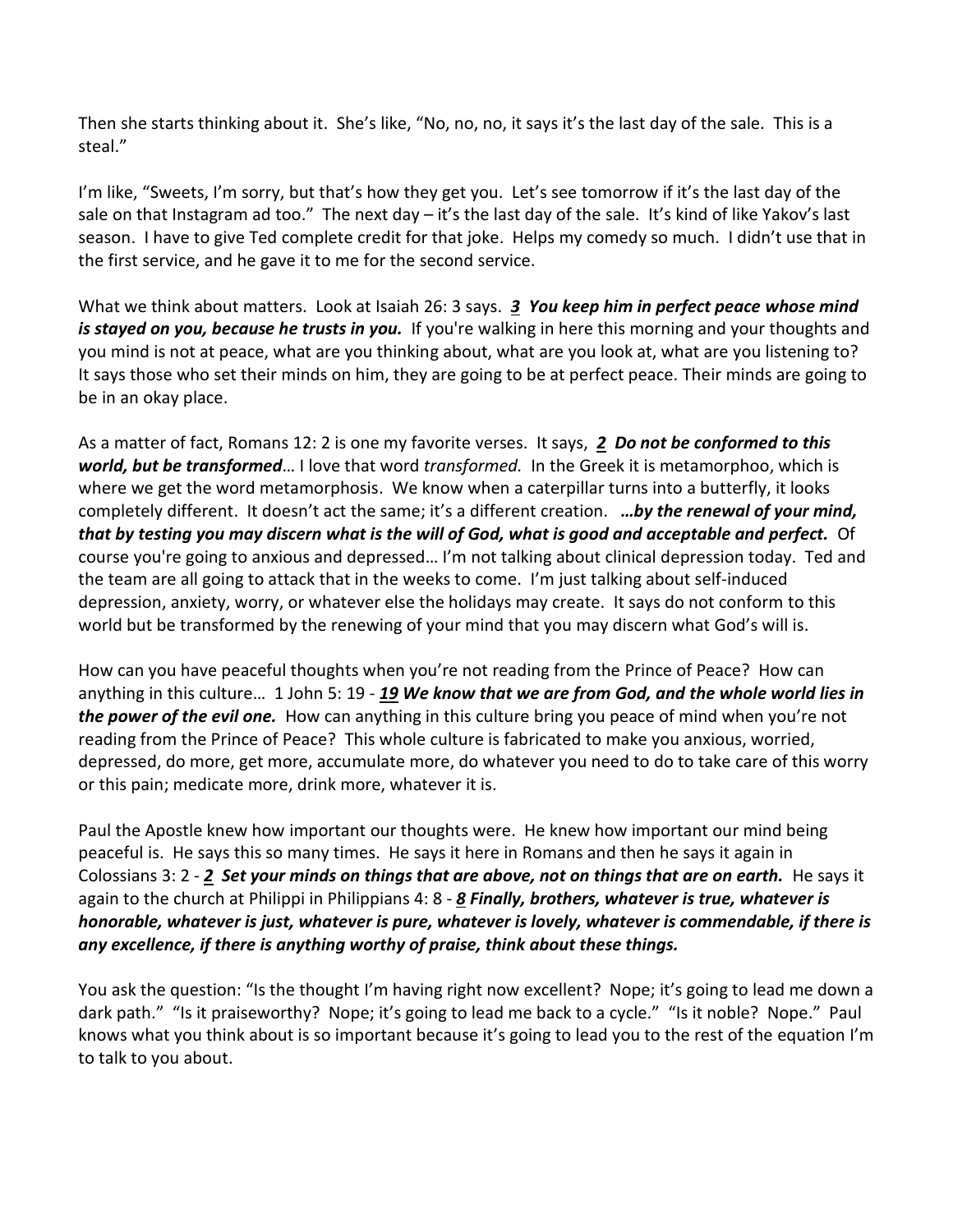Then she starts thinking about it. She's like, "No, no, no, it says it's the last day of the sale. This is a steal."

I'm like, "Sweets, I'm sorry, but that's how they get you. Let's see tomorrow if it's the last day of the sale on that Instagram ad too." The next day – it's the last day of the sale. It's kind of like Yakov's last season. I have to give Ted complete credit for that joke. Helps my comedy so much. I didn't use that in the first service, and he gave it to me for the second service.

What we think about matters. Look at Isaiah 26: 3 says. ***3 You keep him in perfect peace whose mind is stayed on you, because he trusts in you.*** If you're walking in here this morning and your thoughts and you mind is not at peace, what are you thinking about, what are you look at, what are you listening to? It says those who set their minds on him, they are going to be at perfect peace. Their minds are going to be in an okay place.

As a matter of fact, Romans 12: 2 is one my favorite verses. It says, ***2 Do not be conformed to this world, but be transformed***… I love that word *transformed.* In the Greek it is metamorphoo, which is where we get the word metamorphosis. We know when a caterpillar turns into a butterfly, it looks completely different. It doesn't act the same; it's a different creation. ***…by the renewal of your mind, that by testing you may discern what is the will of God, what is good and acceptable and perfect.*** Of course you're going to anxious and depressed… I'm not talking about clinical depression today. Ted and the team are all going to attack that in the weeks to come. I'm just talking about self-induced depression, anxiety, worry, or whatever else the holidays may create. It says do not conform to this world but be transformed by the renewing of your mind that you may discern what God's will is.

How can you have peaceful thoughts when you're not reading from the Prince of Peace? How can anything in this culture… 1 John 5: 19 - ***19 We know that we are from God, and the whole world lies in the power of the evil one.*** How can anything in this culture bring you peace of mind when you're not reading from the Prince of Peace? This whole culture is fabricated to make you anxious, worried, depressed, do more, get more, accumulate more, do whatever you need to do to take care of this worry or this pain; medicate more, drink more, whatever it is.

Paul the Apostle knew how important our thoughts were. He knew how important our mind being peaceful is. He says this so many times. He says it here in Romans and then he says it again in Colossians 3: 2 - ***2 Set your minds on things that are above, not on things that are on earth.*** He says it again to the church at Philippi in Philippians 4: 8 - ***8 Finally, brothers, whatever is true, whatever is honorable, whatever is just, whatever is pure, whatever is lovely, whatever is commendable, if there is any excellence, if there is anything worthy of praise, think about these things.***

You ask the question: "Is the thought I'm having right now excellent? Nope; it's going to lead me down a dark path." "Is it praiseworthy? Nope; it's going to lead me back to a cycle." "Is it noble? Nope." Paul knows what you think about is so important because it's going to lead you to the rest of the equation I'm to talk to you about.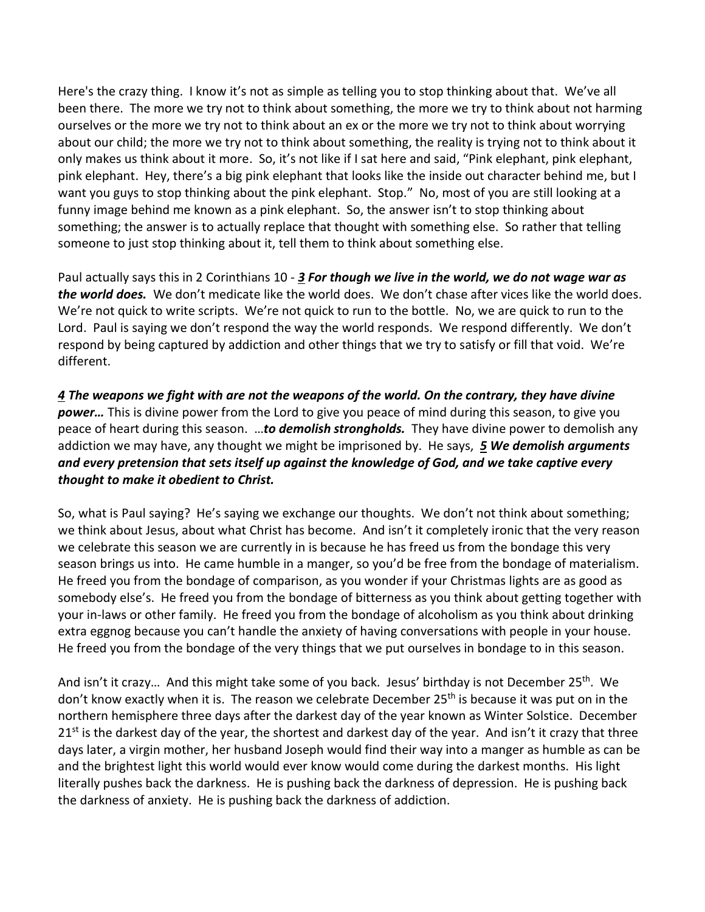Here's the crazy thing. I know it's not as simple as telling you to stop thinking about that. We've all been there. The more we try not to think about something, the more we try to think about not harming ourselves or the more we try not to think about an ex or the more we try not to think about worrying about our child; the more we try not to think about something, the reality is trying not to think about it only makes us think about it more. So, it's not like if I sat here and said, "Pink elephant, pink elephant, pink elephant. Hey, there's a big pink elephant that looks like the inside out character behind me, but I want you guys to stop thinking about the pink elephant. Stop." No, most of you are still looking at a funny image behind me known as a pink elephant. So, the answer isn't to stop thinking about something; the answer is to actually replace that thought with something else. So rather that telling someone to just stop thinking about it, tell them to think about something else.

Paul actually says this in 2 Corinthians 10 - ***3 For though we live in the world, we do not wage war as the world does.*** We don't medicate like the world does. We don't chase after vices like the world does. We're not quick to write scripts. We're not quick to run to the bottle. No, we are quick to run to the Lord. Paul is saying we don't respond the way the world responds. We respond differently. We don't respond by being captured by addiction and other things that we try to satisfy or fill that void. We're different.

***4 The weapons we fight with are not the weapons of the world. On the contrary, they have divine power…*** This is divine power from the Lord to give you peace of mind during this season, to give you peace of heart during this season. …***to demolish strongholds.*** They have divine power to demolish any addiction we may have, any thought we might be imprisoned by. He says, ***5 We demolish arguments and every pretension that sets itself up against the knowledge of God, and we take captive every thought to make it obedient to Christ.***

So, what is Paul saying? He's saying we exchange our thoughts. We don't not think about something; we think about Jesus, about what Christ has become. And isn't it completely ironic that the very reason we celebrate this season we are currently in is because he has freed us from the bondage this very season brings us into. He came humble in a manger, so you'd be free from the bondage of materialism. He freed you from the bondage of comparison, as you wonder if your Christmas lights are as good as somebody else's. He freed you from the bondage of bitterness as you think about getting together with your in-laws or other family. He freed you from the bondage of alcoholism as you think about drinking extra eggnog because you can't handle the anxiety of having conversations with people in your house. He freed you from the bondage of the very things that we put ourselves in bondage to in this season.

And isn't it crazy… And this might take some of you back. Jesus' birthday is not December 25th. We don't know exactly when it is. The reason we celebrate December 25th is because it was put on in the northern hemisphere three days after the darkest day of the year known as Winter Solstice. December 21st is the darkest day of the year, the shortest and darkest day of the year. And isn't it crazy that three days later, a virgin mother, her husband Joseph would find their way into a manger as humble as can be and the brightest light this world would ever know would come during the darkest months. His light literally pushes back the darkness. He is pushing back the darkness of depression. He is pushing back the darkness of anxiety. He is pushing back the darkness of addiction.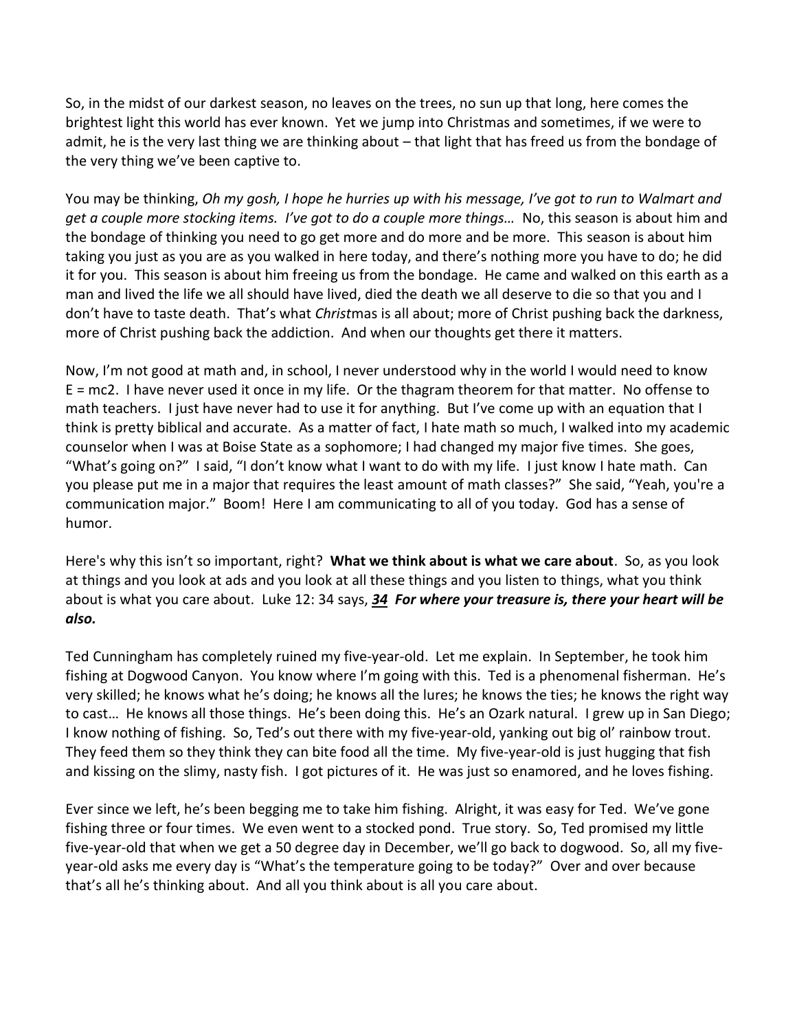So, in the midst of our darkest season, no leaves on the trees, no sun up that long, here comes the brightest light this world has ever known. Yet we jump into Christmas and sometimes, if we were to admit, he is the very last thing we are thinking about – that light that has freed us from the bondage of the very thing we've been captive to.

You may be thinking, *Oh my gosh, I hope he hurries up with his message, I've got to run to Walmart and get a couple more stocking items. I've got to do a couple more things…* No, this season is about him and the bondage of thinking you need to go get more and do more and be more. This season is about him taking you just as you are as you walked in here today, and there's nothing more you have to do; he did it for you. This season is about him freeing us from the bondage. He came and walked on this earth as a man and lived the life we all should have lived, died the death we all deserve to die so that you and I don't have to taste death. That's what *Christ*mas is all about; more of Christ pushing back the darkness, more of Christ pushing back the addiction. And when our thoughts get there it matters.

Now, I'm not good at math and, in school, I never understood why in the world I would need to know E = mc2. I have never used it once in my life. Or the thagram theorem for that matter. No offense to math teachers. I just have never had to use it for anything. But I've come up with an equation that I think is pretty biblical and accurate. As a matter of fact, I hate math so much, I walked into my academic counselor when I was at Boise State as a sophomore; I had changed my major five times. She goes, "What's going on?" I said, "I don't know what I want to do with my life. I just know I hate math. Can you please put me in a major that requires the least amount of math classes?" She said, "Yeah, you're a communication major." Boom! Here I am communicating to all of you today. God has a sense of humor.

Here's why this isn't so important, right? **What we think about is what we care about**. So, as you look at things and you look at ads and you look at all these things and you listen to things, what you think about is what you care about. Luke 12: 34 says, ***34 For where your treasure is, there your heart will be also.***

Ted Cunningham has completely ruined my five-year-old. Let me explain. In September, he took him fishing at Dogwood Canyon. You know where I'm going with this. Ted is a phenomenal fisherman. He's very skilled; he knows what he's doing; he knows all the lures; he knows the ties; he knows the right way to cast… He knows all those things. He's been doing this. He's an Ozark natural. I grew up in San Diego; I know nothing of fishing. So, Ted's out there with my five-year-old, yanking out big ol' rainbow trout. They feed them so they think they can bite food all the time. My five-year-old is just hugging that fish and kissing on the slimy, nasty fish. I got pictures of it. He was just so enamored, and he loves fishing.

Ever since we left, he's been begging me to take him fishing. Alright, it was easy for Ted. We've gone fishing three or four times. We even went to a stocked pond. True story. So, Ted promised my little five-year-old that when we get a 50 degree day in December, we'll go back to dogwood. So, all my five-year-old asks me every day is "What's the temperature going to be today?" Over and over because that's all he's thinking about. And all you think about is all you care about.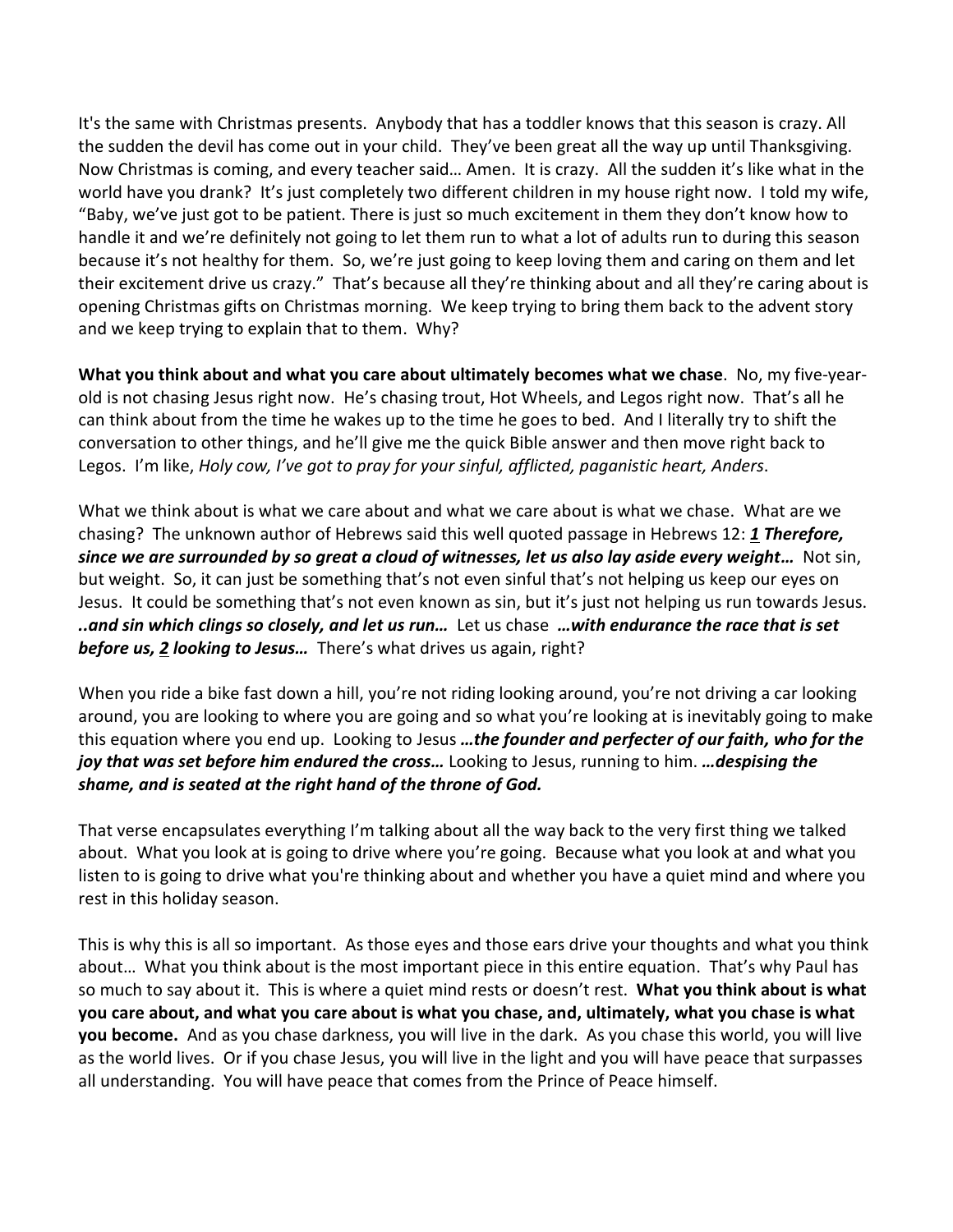It's the same with Christmas presents. Anybody that has a toddler knows that this season is crazy. All the sudden the devil has come out in your child. They've been great all the way up until Thanksgiving. Now Christmas is coming, and every teacher said… Amen. It is crazy. All the sudden it's like what in the world have you drank? It's just completely two different children in my house right now. I told my wife, "Baby, we've just got to be patient. There is just so much excitement in them they don't know how to handle it and we're definitely not going to let them run to what a lot of adults run to during this season because it's not healthy for them. So, we're just going to keep loving them and caring on them and let their excitement drive us crazy." That's because all they're thinking about and all they're caring about is opening Christmas gifts on Christmas morning. We keep trying to bring them back to the advent story and we keep trying to explain that to them. Why?

**What you think about and what you care about ultimately becomes what we chase**. No, my five-year-old is not chasing Jesus right now. He's chasing trout, Hot Wheels, and Legos right now. That's all he can think about from the time he wakes up to the time he goes to bed. And I literally try to shift the conversation to other things, and he'll give me the quick Bible answer and then move right back to Legos. I'm like, *Holy cow, I've got to pray for your sinful, afflicted, paganistic heart, Anders*.

What we think about is what we care about and what we care about is what we chase. What are we chasing? The unknown author of Hebrews said this well quoted passage in Hebrews 12: ***1 Therefore, since we are surrounded by so great a cloud of witnesses, let us also lay aside every weight…*** Not sin, but weight. So, it can just be something that's not even sinful that's not helping us keep our eyes on Jesus. It could be something that's not even known as sin, but it's just not helping us run towards Jesus. ***..and sin which clings so closely, and let us run…*** Let us chase ***…with endurance the race that is set before us, 2 looking to Jesus…*** There's what drives us again, right?

When you ride a bike fast down a hill, you're not riding looking around, you're not driving a car looking around, you are looking to where you are going and so what you're looking at is inevitably going to make this equation where you end up. Looking to Jesus ***…the founder and perfecter of our faith, who for the joy that was set before him endured the cross…*** Looking to Jesus, running to him. ***…despising the shame, and is seated at the right hand of the throne of God.***

That verse encapsulates everything I'm talking about all the way back to the very first thing we talked about. What you look at is going to drive where you're going. Because what you look at and what you listen to is going to drive what you're thinking about and whether you have a quiet mind and where you rest in this holiday season.

This is why this is all so important. As those eyes and those ears drive your thoughts and what you think about… What you think about is the most important piece in this entire equation. That's why Paul has so much to say about it. This is where a quiet mind rests or doesn't rest. **What you think about is what you care about, and what you care about is what you chase, and, ultimately, what you chase is what you become.** And as you chase darkness, you will live in the dark. As you chase this world, you will live as the world lives. Or if you chase Jesus, you will live in the light and you will have peace that surpasses all understanding. You will have peace that comes from the Prince of Peace himself.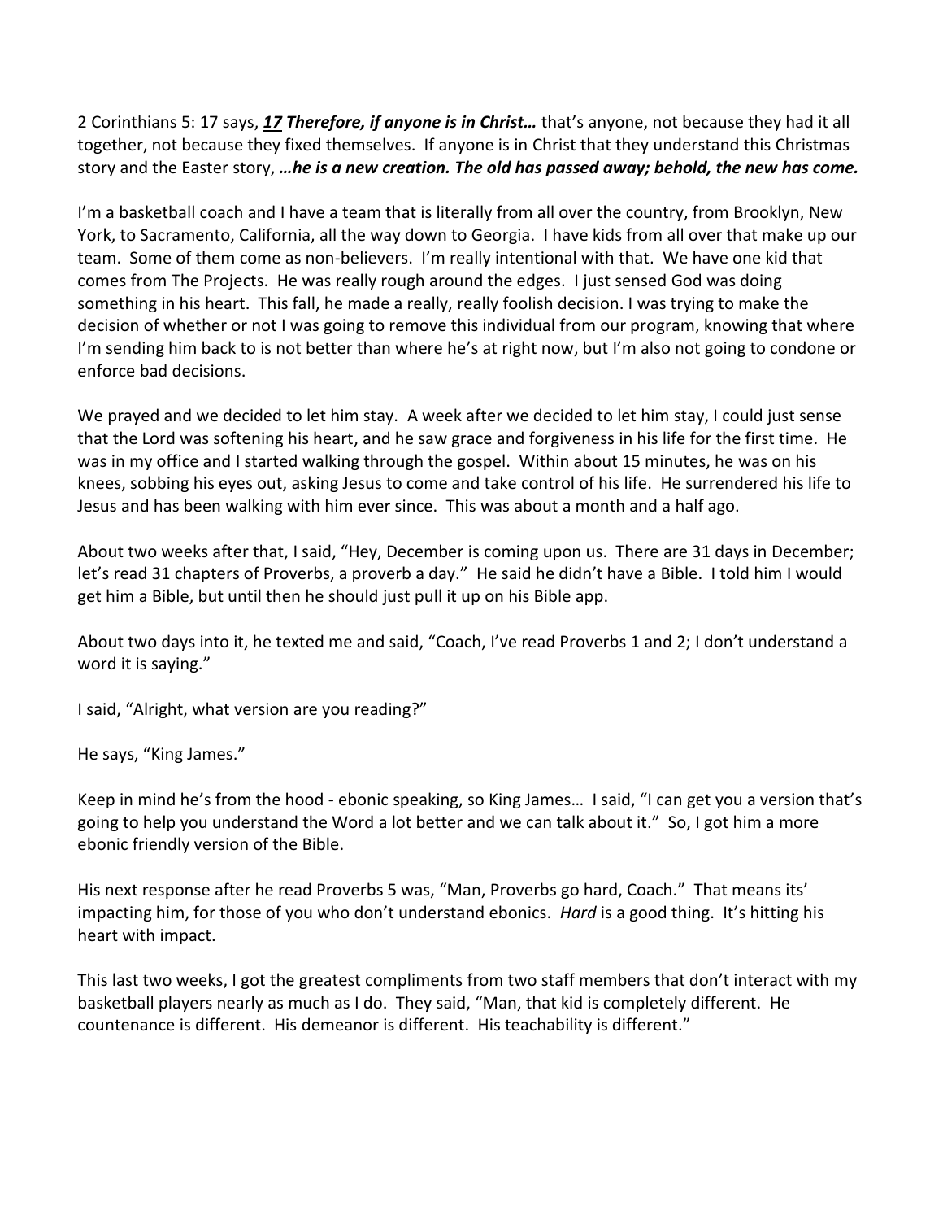2 Corinthians 5: 17 says, ***17 Therefore, if anyone is in Christ…*** that's anyone, not because they had it all together, not because they fixed themselves. If anyone is in Christ that they understand this Christmas story and the Easter story, ***…he is a new creation. The old has passed away; behold, the new has come.***

I'm a basketball coach and I have a team that is literally from all over the country, from Brooklyn, New York, to Sacramento, California, all the way down to Georgia. I have kids from all over that make up our team. Some of them come as non-believers. I'm really intentional with that. We have one kid that comes from The Projects. He was really rough around the edges. I just sensed God was doing something in his heart. This fall, he made a really, really foolish decision. I was trying to make the decision of whether or not I was going to remove this individual from our program, knowing that where I'm sending him back to is not better than where he's at right now, but I'm also not going to condone or enforce bad decisions.

We prayed and we decided to let him stay. A week after we decided to let him stay, I could just sense that the Lord was softening his heart, and he saw grace and forgiveness in his life for the first time. He was in my office and I started walking through the gospel. Within about 15 minutes, he was on his knees, sobbing his eyes out, asking Jesus to come and take control of his life. He surrendered his life to Jesus and has been walking with him ever since. This was about a month and a half ago.

About two weeks after that, I said, "Hey, December is coming upon us. There are 31 days in December; let's read 31 chapters of Proverbs, a proverb a day." He said he didn't have a Bible. I told him I would get him a Bible, but until then he should just pull it up on his Bible app.

About two days into it, he texted me and said, "Coach, I've read Proverbs 1 and 2; I don't understand a word it is saying."

I said, "Alright, what version are you reading?"

He says, "King James."

Keep in mind he's from the hood - ebonic speaking, so King James… I said, "I can get you a version that's going to help you understand the Word a lot better and we can talk about it." So, I got him a more ebonic friendly version of the Bible.

His next response after he read Proverbs 5 was, "Man, Proverbs go hard, Coach." That means its' impacting him, for those of you who don't understand ebonics. *Hard* is a good thing. It's hitting his heart with impact.

This last two weeks, I got the greatest compliments from two staff members that don't interact with my basketball players nearly as much as I do. They said, "Man, that kid is completely different. He countenance is different. His demeanor is different. His teachability is different."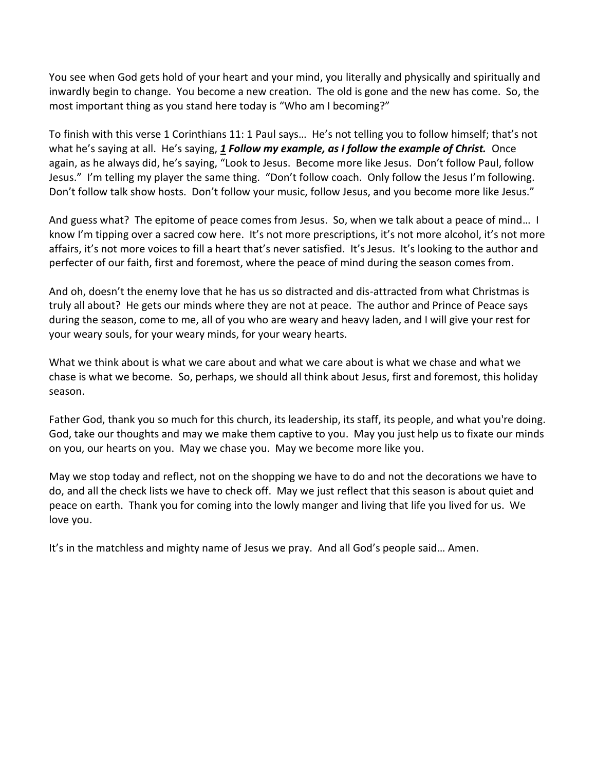You see when God gets hold of your heart and your mind, you literally and physically and spiritually and inwardly begin to change. You become a new creation. The old is gone and the new has come. So, the most important thing as you stand here today is "Who am I becoming?"

To finish with this verse 1 Corinthians 11: 1 Paul says… He's not telling you to follow himself; that's not what he's saying at all. He's saying, ***<u>1</u> Follow my example, as I follow the example of Christ.*** Once again, as he always did, he's saying, "Look to Jesus. Become more like Jesus. Don't follow Paul, follow Jesus." I'm telling my player the same thing. "Don't follow coach. Only follow the Jesus I'm following. Don't follow talk show hosts. Don't follow your music, follow Jesus, and you become more like Jesus."

And guess what? The epitome of peace comes from Jesus. So, when we talk about a peace of mind… I know I'm tipping over a sacred cow here. It's not more prescriptions, it's not more alcohol, it's not more affairs, it's not more voices to fill a heart that's never satisfied. It's Jesus. It's looking to the author and perfecter of our faith, first and foremost, where the peace of mind during the season comes from.

And oh, doesn't the enemy love that he has us so distracted and dis-attracted from what Christmas is truly all about? He gets our minds where they are not at peace. The author and Prince of Peace says during the season, come to me, all of you who are weary and heavy laden, and I will give your rest for your weary souls, for your weary minds, for your weary hearts.

What we think about is what we care about and what we care about is what we chase and what we chase is what we become. So, perhaps, we should all think about Jesus, first and foremost, this holiday season.

Father God, thank you so much for this church, its leadership, its staff, its people, and what you're doing. God, take our thoughts and may we make them captive to you. May you just help us to fixate our minds on you, our hearts on you. May we chase you. May we become more like you.

May we stop today and reflect, not on the shopping we have to do and not the decorations we have to do, and all the check lists we have to check off. May we just reflect that this season is about quiet and peace on earth. Thank you for coming into the lowly manger and living that life you lived for us. We love you.

It's in the matchless and mighty name of Jesus we pray. And all God's people said… Amen.